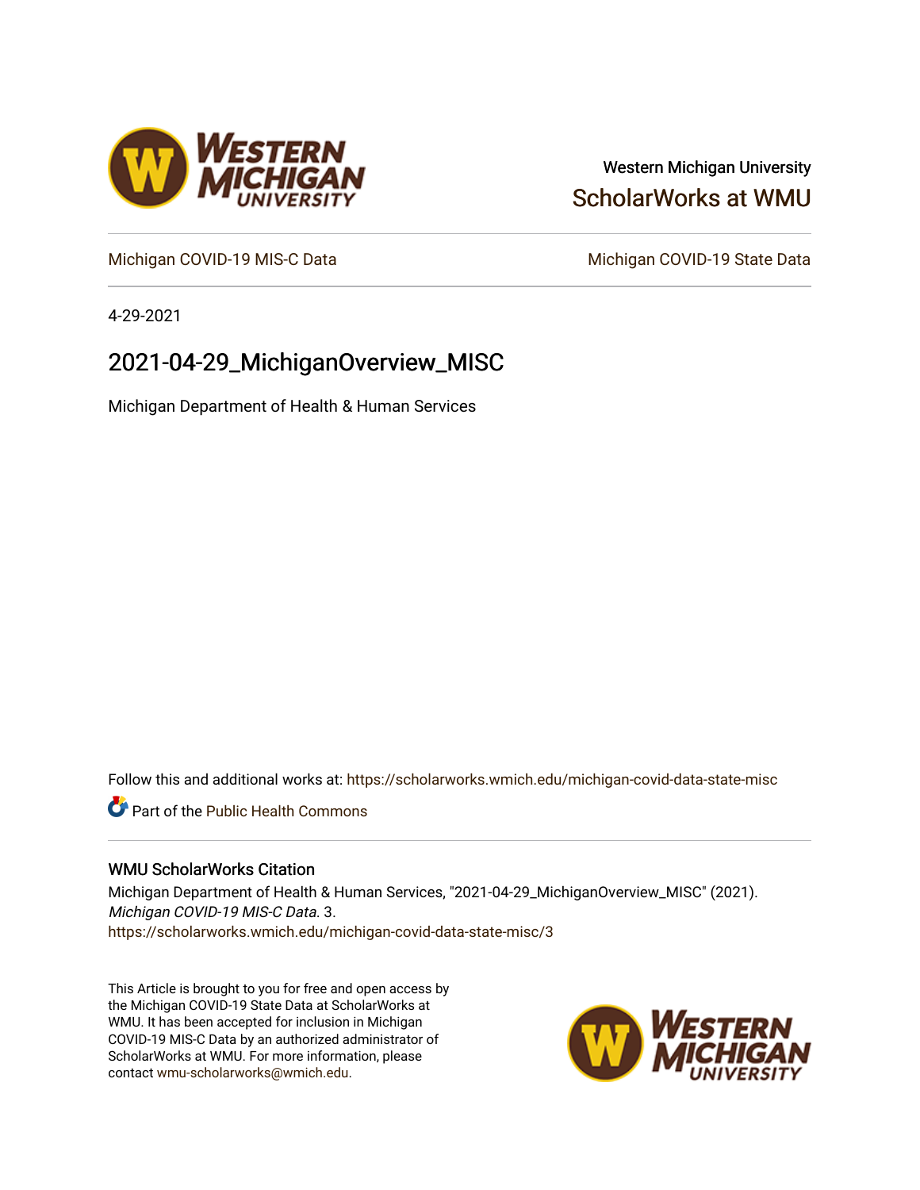Western Michigan University

ScholarWorks at WMU

Michigan COVID-19 MIS-C Data

Michigan COVID-19 State Data

4-29-2021

# 2021-04-29_MichiganOverview_MISC

Michigan Department of Health & Human Services

Follow this and additional works at: https://scholarworks.wmich.edu/michigan-covid-data-state-misc

Part of the Public Health Commons

## WMU ScholarWorks Citation

Michigan Department of Health & Human Services, "2021-04-29_MichiganOverview_MISC" (2021). *Michigan COVID-19 MIS-C Data*. 3.
https://scholarworks.wmich.edu/michigan-covid-data-state-misc/3

This Article is brought to you for free and open access by the Michigan COVID-19 State Data at ScholarWorks at WMU. It has been accepted for inclusion in Michigan COVID-19 MIS-C Data by an authorized administrator of ScholarWorks at WMU. For more information, please contact wmu-scholarworks@wmich.edu.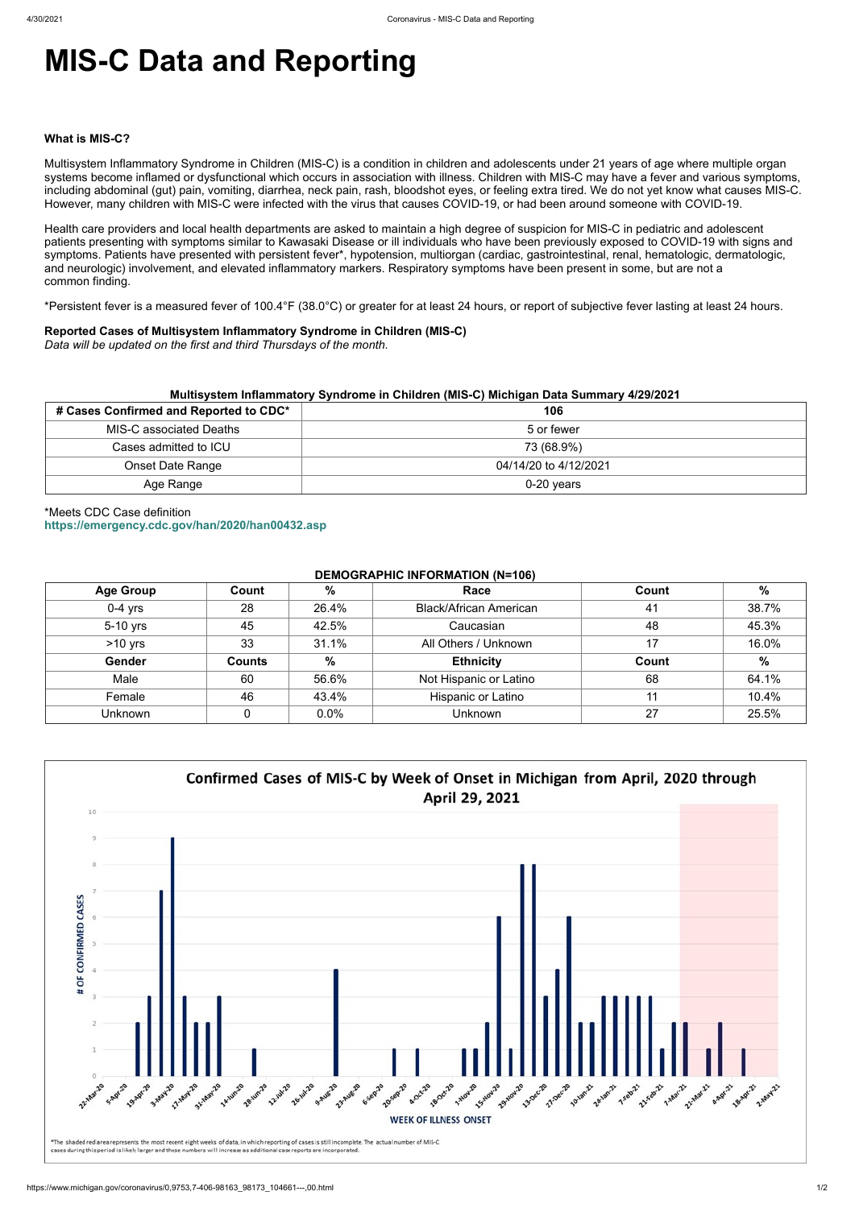# MIS-C Data and Reporting

**What is MIS-C?**

Multisystem Inflammatory Syndrome in Children (MIS-C) is a condition in children and adolescents under 21 years of age where multiple organ systems become inflamed or dysfunctional which occurs in association with illness. Children with MIS-C may have a fever and various symptoms, including abdominal (gut) pain, vomiting, diarrhea, neck pain, rash, bloodshot eyes, or feeling extra tired. We do not yet know what causes MIS-C. However, many children with MIS-C were infected with the virus that causes COVID-19, or had been around someone with COVID-19.

Health care providers and local health departments are asked to maintain a high degree of suspicion for MIS-C in pediatric and adolescent patients presenting with symptoms similar to Kawasaki Disease or ill individuals who have been previously exposed to COVID-19 with signs and symptoms. Patients have presented with persistent fever*, hypotension, multiorgan (cardiac, gastrointestinal, renal, hematologic, dermatologic, and neurologic) involvement, and elevated inflammatory markers. Respiratory symptoms have been present in some, but are not a common finding.

*Persistent fever is a measured fever of 100.4°F (38.0°C) or greater for at least 24 hours, or report of subjective fever lasting at least 24 hours.

**Reported Cases of Multisystem Inflammatory Syndrome in Children (MIS-C)**
*Data will be updated on the first and third Thursdays of the month.*

**Multisystem Inflammatory Syndrome in Children (MIS-C) Michigan Data Summary 4/29/2021**

| # Cases Confirmed and Reported to CDC* | 106 |
|---|---|
| MIS-C associated Deaths | 5 or fewer |
| Cases admitted to ICU | 73 (68.9%) |
| Onset Date Range | 04/14/20 to 4/12/2021 |
| Age Range | 0-20 years |

*Meets CDC Case definition
https://emergency.cdc.gov/han/2020/han00432.asp

**DEMOGRAPHIC INFORMATION (N=106)**

| Age Group | Count | % | Race | Count | % |
|---|---|---|---|---|---|
| 0-4 yrs | 28 | 26.4% | Black/African American | 41 | 38.7% |
| 5-10 yrs | 45 | 42.5% | Caucasian | 48 | 45.3% |
| >10 yrs | 33 | 31.1% | All Others / Unknown | 17 | 16.0% |
| **Gender** | **Counts** | **%** | **Ethnicity** | **Count** | **%** |
| Male | 60 | 56.6% | Not Hispanic or Latino | 68 | 64.1% |
| Female | 46 | 43.4% | Hispanic or Latino | 11 | 10.4% |
| Unknown | 0 | 0.0% | Unknown | 27 | 25.5% |

**Confirmed Cases of MIS-C by Week of Onset in Michigan from April, 2020 through April 29, 2021**

*The shaded red area represents the most recent eight weeks of data, in which reporting of cases is still incomplete. The actual number of MIS-C cases during this period is likely larger and these numbers will increase as additional case reports are incorporated.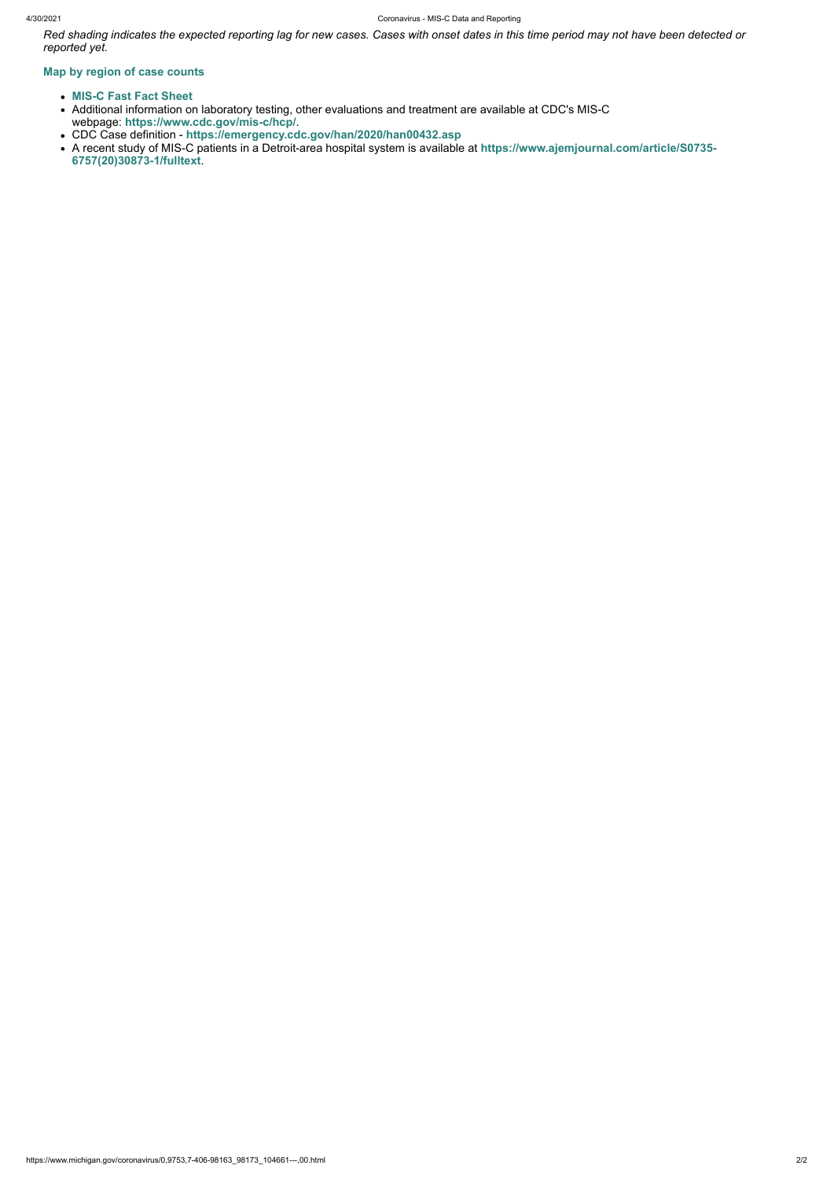*Red shading indicates the expected reporting lag for new cases. Cases with onset dates in this time period may not have been detected or reported yet.*

**Map by region of case counts**

- **MIS-C Fast Fact Sheet**
- Additional information on laboratory testing, other evaluations and treatment are available at CDC's MIS-C webpage: **https://www.cdc.gov/mis-c/hcp/**.
- CDC Case definition - **https://emergency.cdc.gov/han/2020/han00432.asp**
- A recent study of MIS-C patients in a Detroit-area hospital system is available at **https://www.ajemjournal.com/article/S0735-6757(20)30873-1/fulltext**.